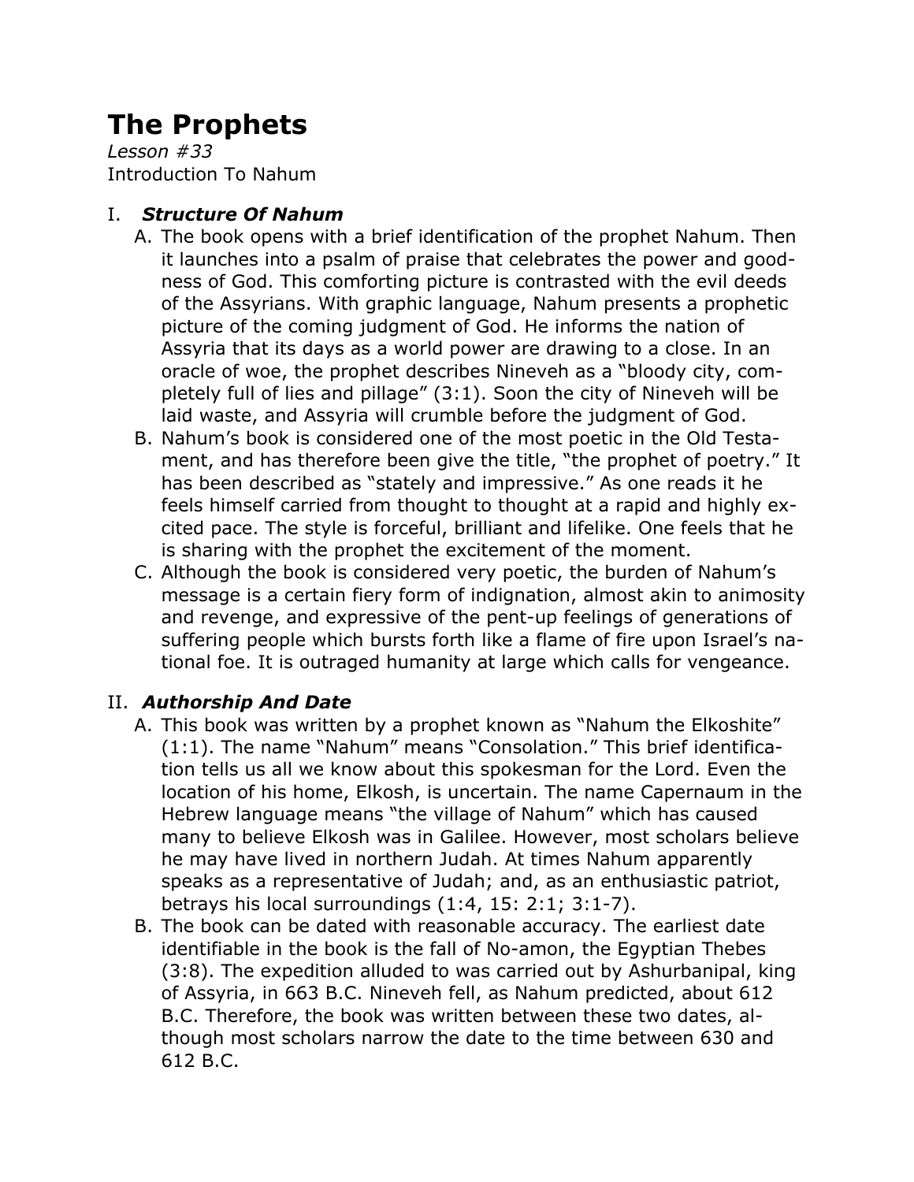# The Prophets

*Lesson #33*

Introduction To Nahum

## I. *Structure Of Nahum*

A. The book opens with a brief identification of the prophet Nahum. Then it launches into a psalm of praise that celebrates the power and goodness of God. This comforting picture is contrasted with the evil deeds of the Assyrians. With graphic language, Nahum presents a prophetic picture of the coming judgment of God. He informs the nation of Assyria that its days as a world power are drawing to a close. In an oracle of woe, the prophet describes Nineveh as a "bloody city, completely full of lies and pillage" (3:1). Soon the city of Nineveh will be laid waste, and Assyria will crumble before the judgment of God.

B. Nahum's book is considered one of the most poetic in the Old Testament, and has therefore been give the title, "the prophet of poetry." It has been described as "stately and impressive." As one reads it he feels himself carried from thought to thought at a rapid and highly excited pace. The style is forceful, brilliant and lifelike. One feels that he is sharing with the prophet the excitement of the moment.

C. Although the book is considered very poetic, the burden of Nahum's message is a certain fiery form of indignation, almost akin to animosity and revenge, and expressive of the pent-up feelings of generations of suffering people which bursts forth like a flame of fire upon Israel's national foe. It is outraged humanity at large which calls for vengeance.

## II. *Authorship And Date*

A. This book was written by a prophet known as "Nahum the Elkoshite" (1:1). The name "Nahum" means "Consolation." This brief identification tells us all we know about this spokesman for the Lord. Even the location of his home, Elkosh, is uncertain. The name Capernaum in the Hebrew language means "the village of Nahum" which has caused many to believe Elkosh was in Galilee. However, most scholars believe he may have lived in northern Judah. At times Nahum apparently speaks as a representative of Judah; and, as an enthusiastic patriot, betrays his local surroundings (1:4, 15: 2:1; 3:1-7).

B. The book can be dated with reasonable accuracy. The earliest date identifiable in the book is the fall of No-amon, the Egyptian Thebes (3:8). The expedition alluded to was carried out by Ashurbanipal, king of Assyria, in 663 B.C. Nineveh fell, as Nahum predicted, about 612 B.C. Therefore, the book was written between these two dates, although most scholars narrow the date to the time between 630 and 612 B.C.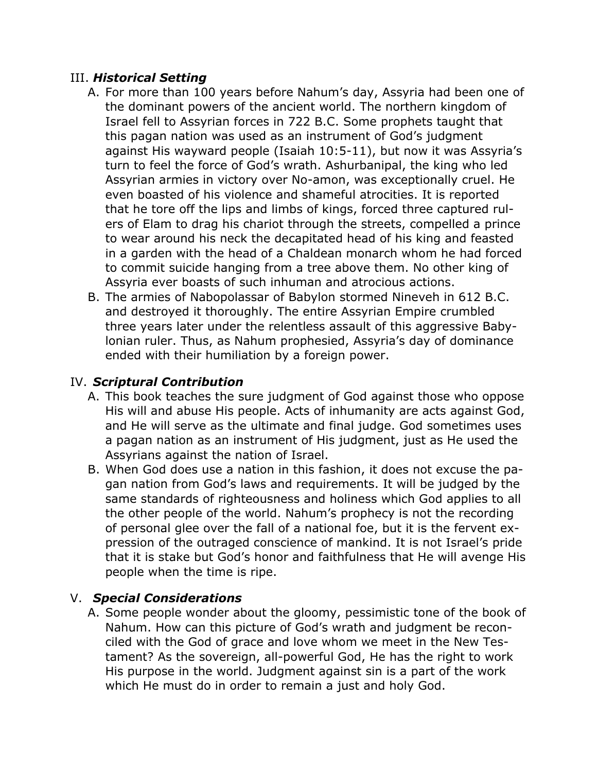## III. ***Historical Setting***

A. For more than 100 years before Nahum's day, Assyria had been one of the dominant powers of the ancient world. The northern kingdom of Israel fell to Assyrian forces in 722 B.C. Some prophets taught that this pagan nation was used as an instrument of God's judgment against His wayward people (Isaiah 10:5-11), but now it was Assyria's turn to feel the force of God's wrath. Ashurbanipal, the king who led Assyrian armies in victory over No-amon, was exceptionally cruel. He even boasted of his violence and shameful atrocities. It is reported that he tore off the lips and limbs of kings, forced three captured rulers of Elam to drag his chariot through the streets, compelled a prince to wear around his neck the decapitated head of his king and feasted in a garden with the head of a Chaldean monarch whom he had forced to commit suicide hanging from a tree above them. No other king of Assyria ever boasts of such inhuman and atrocious actions.

B. The armies of Nabopolassar of Babylon stormed Nineveh in 612 B.C. and destroyed it thoroughly. The entire Assyrian Empire crumbled three years later under the relentless assault of this aggressive Babylonian ruler. Thus, as Nahum prophesied, Assyria's day of dominance ended with their humiliation by a foreign power.

## IV. ***Scriptural Contribution***

A. This book teaches the sure judgment of God against those who oppose His will and abuse His people. Acts of inhumanity are acts against God, and He will serve as the ultimate and final judge. God sometimes uses a pagan nation as an instrument of His judgment, just as He used the Assyrians against the nation of Israel.

B. When God does use a nation in this fashion, it does not excuse the pagan nation from God's laws and requirements. It will be judged by the same standards of righteousness and holiness which God applies to all the other people of the world. Nahum's prophecy is not the recording of personal glee over the fall of a national foe, but it is the fervent expression of the outraged conscience of mankind. It is not Israel's pride that it is stake but God's honor and faithfulness that He will avenge His people when the time is ripe.

## V. ***Special Considerations***

A. Some people wonder about the gloomy, pessimistic tone of the book of Nahum. How can this picture of God's wrath and judgment be reconciled with the God of grace and love whom we meet in the New Testament? As the sovereign, all-powerful God, He has the right to work His purpose in the world. Judgment against sin is a part of the work which He must do in order to remain a just and holy God.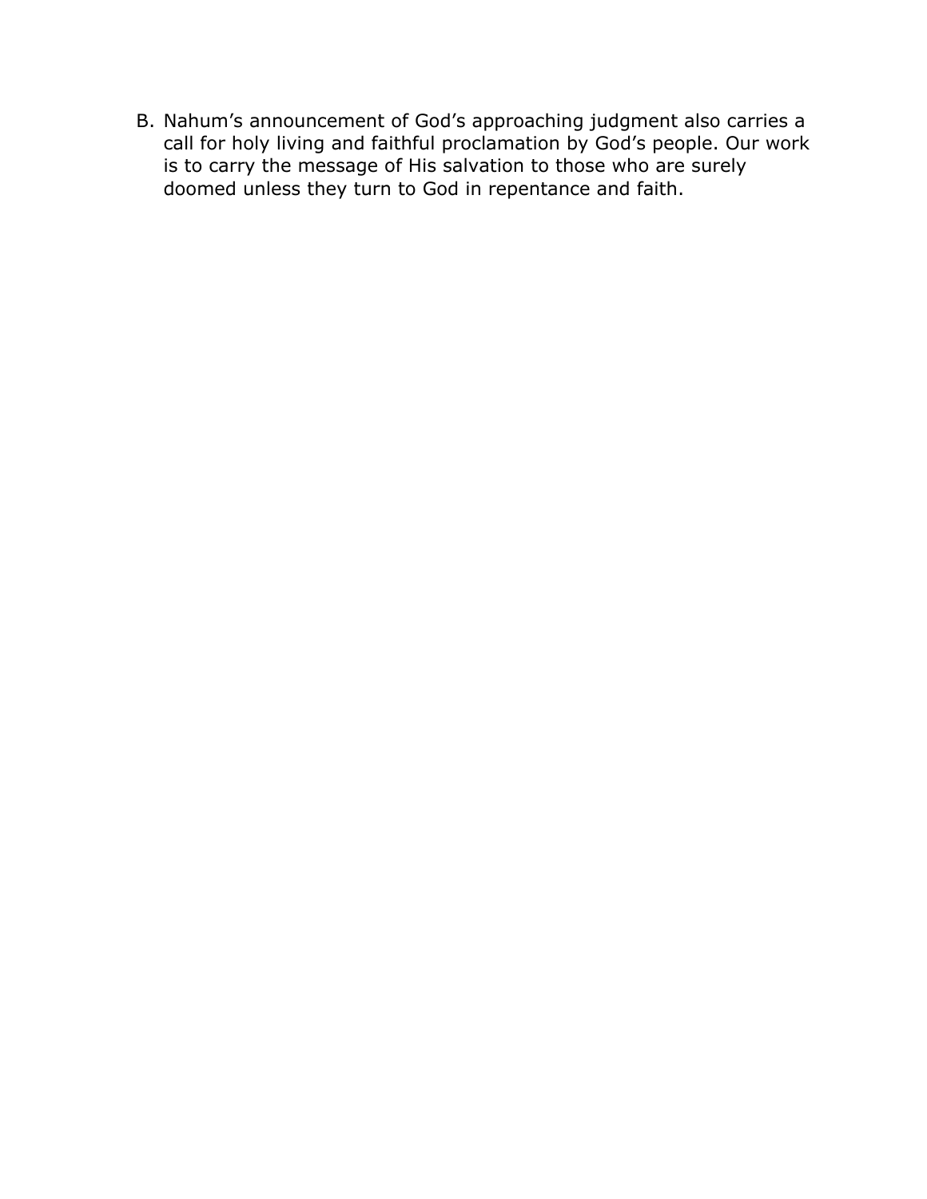B. Nahum's announcement of God's approaching judgment also carries a call for holy living and faithful proclamation by God's people. Our work is to carry the message of His salvation to those who are surely doomed unless they turn to God in repentance and faith.